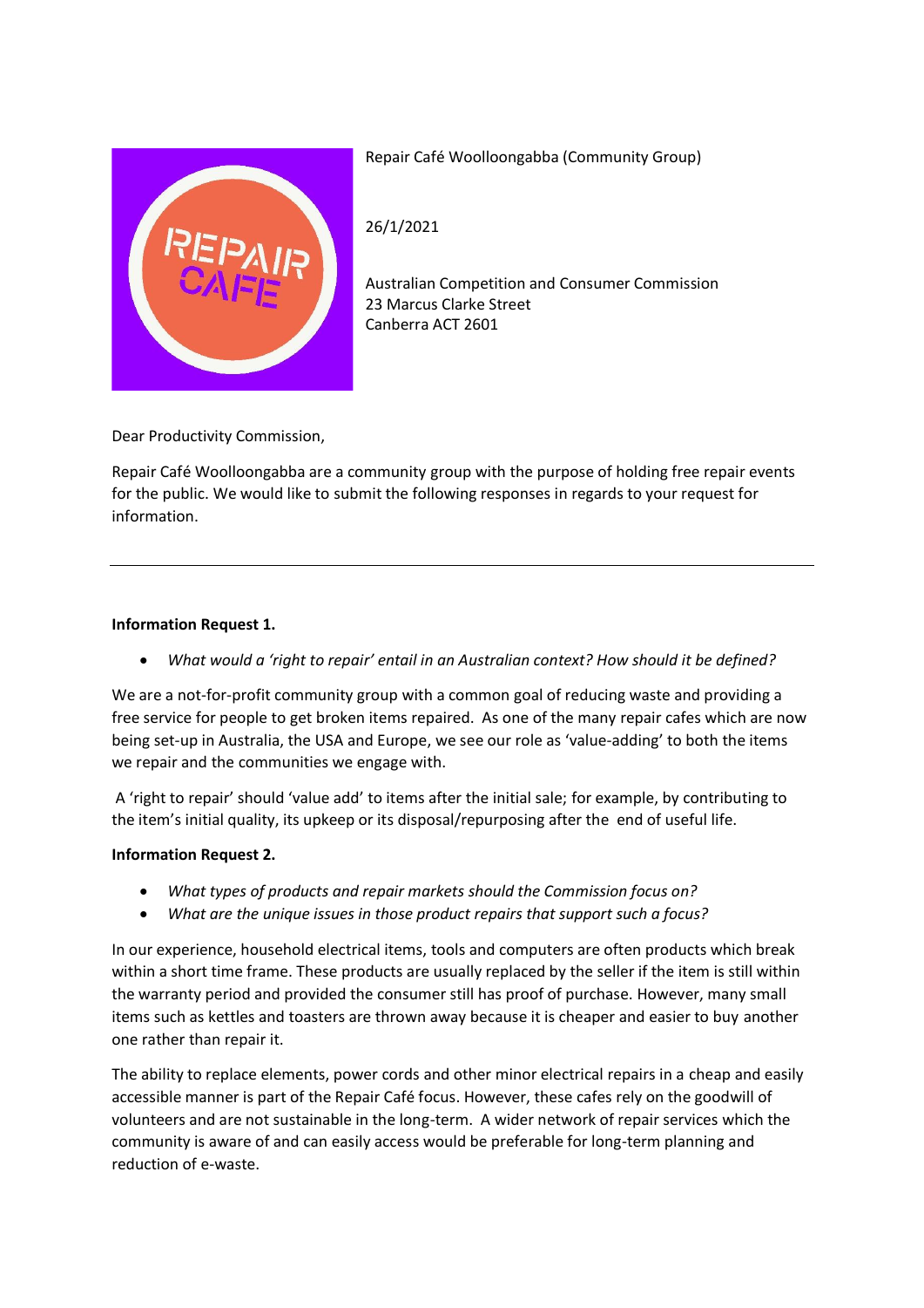Repair Café Woolloongabba (Community Group)

26/1/2021

Australian Competition and Consumer Commission
23 Marcus Clarke Street
Canberra ACT 2601

Dear Productivity Commission,

Repair Café Woolloongabba are a community group with the purpose of holding free repair events for the public. We would like to submit the following responses in regards to your request for information.

---

**Information Request 1.**

- *What would a 'right to repair' entail in an Australian context? How should it be defined?*

We are a not-for-profit community group with a common goal of reducing waste and providing a free service for people to get broken items repaired. As one of the many repair cafes which are now being set-up in Australia, the USA and Europe, we see our role as 'value-adding' to both the items we repair and the communities we engage with.

A 'right to repair' should 'value add' to items after the initial sale; for example, by contributing to the item's initial quality, its upkeep or its disposal/repurposing after the end of useful life.

**Information Request 2.**

- *What types of products and repair markets should the Commission focus on?*
- *What are the unique issues in those product repairs that support such a focus?*

In our experience, household electrical items, tools and computers are often products which break within a short time frame. These products are usually replaced by the seller if the item is still within the warranty period and provided the consumer still has proof of purchase. However, many small items such as kettles and toasters are thrown away because it is cheaper and easier to buy another one rather than repair it.

The ability to replace elements, power cords and other minor electrical repairs in a cheap and easily accessible manner is part of the Repair Café focus. However, these cafes rely on the goodwill of volunteers and are not sustainable in the long-term. A wider network of repair services which the community is aware of and can easily access would be preferable for long-term planning and reduction of e-waste.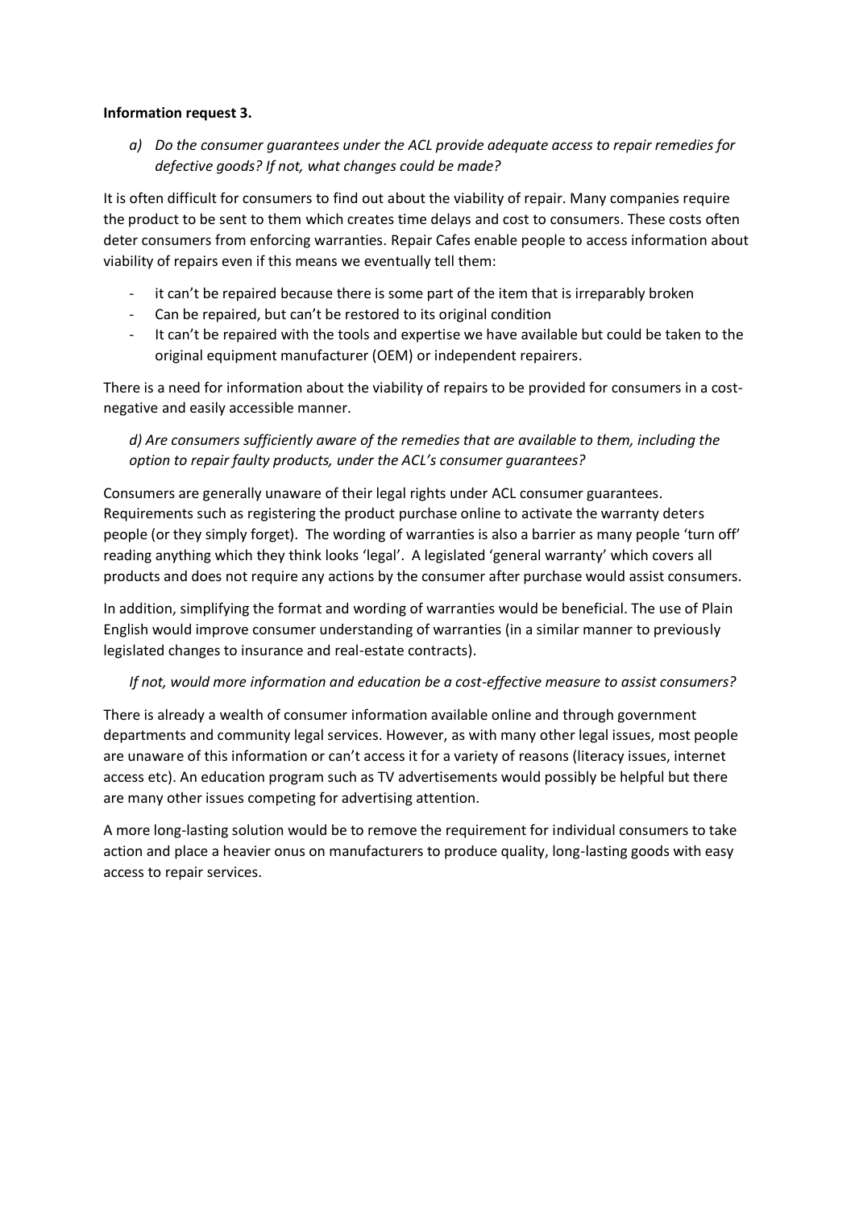**Information request 3.**

a) *Do the consumer guarantees under the ACL provide adequate access to repair remedies for defective goods? If not, what changes could be made?*

It is often difficult for consumers to find out about the viability of repair. Many companies require the product to be sent to them which creates time delays and cost to consumers. These costs often deter consumers from enforcing warranties. Repair Cafes enable people to access information about viability of repairs even if this means we eventually tell them:

- it can't be repaired because there is some part of the item that is irreparably broken
- Can be repaired, but can't be restored to its original condition
- It can't be repaired with the tools and expertise we have available but could be taken to the original equipment manufacturer (OEM) or independent repairers.

There is a need for information about the viability of repairs to be provided for consumers in a cost-negative and easily accessible manner.

*d) Are consumers sufficiently aware of the remedies that are available to them, including the option to repair faulty products, under the ACL's consumer guarantees?*

Consumers are generally unaware of their legal rights under ACL consumer guarantees. Requirements such as registering the product purchase online to activate the warranty deters people (or they simply forget). The wording of warranties is also a barrier as many people 'turn off' reading anything which they think looks 'legal'. A legislated 'general warranty' which covers all products and does not require any actions by the consumer after purchase would assist consumers.

In addition, simplifying the format and wording of warranties would be beneficial. The use of Plain English would improve consumer understanding of warranties (in a similar manner to previously legislated changes to insurance and real-estate contracts).

*If not, would more information and education be a cost-effective measure to assist consumers?*

There is already a wealth of consumer information available online and through government departments and community legal services. However, as with many other legal issues, most people are unaware of this information or can't access it for a variety of reasons (literacy issues, internet access etc). An education program such as TV advertisements would possibly be helpful but there are many other issues competing for advertising attention.

A more long-lasting solution would be to remove the requirement for individual consumers to take action and place a heavier onus on manufacturers to produce quality, long-lasting goods with easy access to repair services.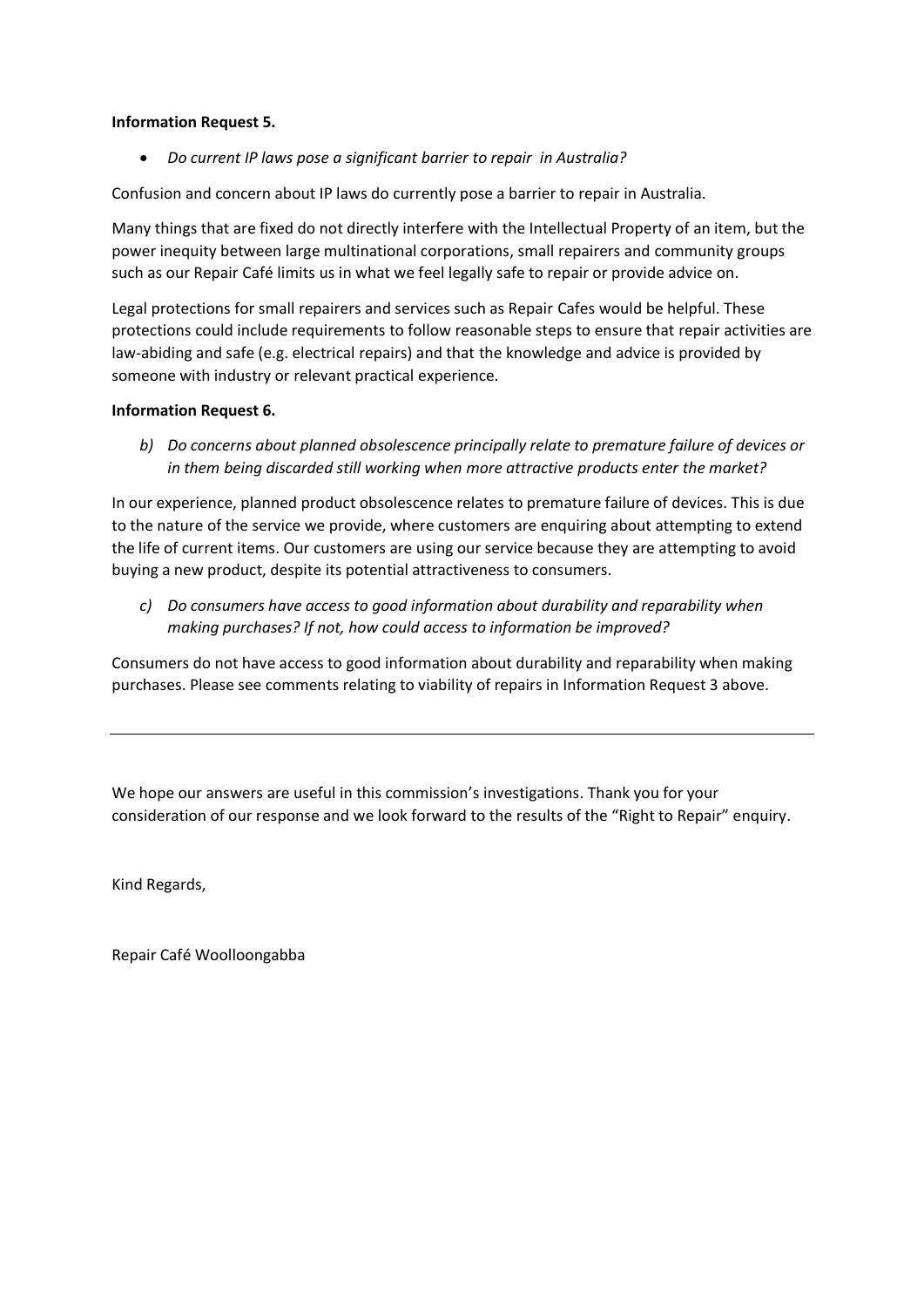**Information Request 5.**

- *Do current IP laws pose a significant barrier to repair in Australia?*

Confusion and concern about IP laws do currently pose a barrier to repair in Australia.

Many things that are fixed do not directly interfere with the Intellectual Property of an item, but the power inequity between large multinational corporations, small repairers and community groups such as our Repair Café limits us in what we feel legally safe to repair or provide advice on.

Legal protections for small repairers and services such as Repair Cafes would be helpful. These protections could include requirements to follow reasonable steps to ensure that repair activities are law-abiding and safe (e.g. electrical repairs) and that the knowledge and advice is provided by someone with industry or relevant practical experience.

**Information Request 6.**

b) *Do concerns about planned obsolescence principally relate to premature failure of devices or in them being discarded still working when more attractive products enter the market?*

In our experience, planned product obsolescence relates to premature failure of devices. This is due to the nature of the service we provide, where customers are enquiring about attempting to extend the life of current items. Our customers are using our service because they are attempting to avoid buying a new product, despite its potential attractiveness to consumers.

c) *Do consumers have access to good information about durability and reparability when making purchases? If not, how could access to information be improved?*

Consumers do not have access to good information about durability and reparability when making purchases. Please see comments relating to viability of repairs in Information Request 3 above.

---

We hope our answers are useful in this commission's investigations. Thank you for your consideration of our response and we look forward to the results of the "Right to Repair" enquiry.

Kind Regards,

Repair Café Woolloongabba